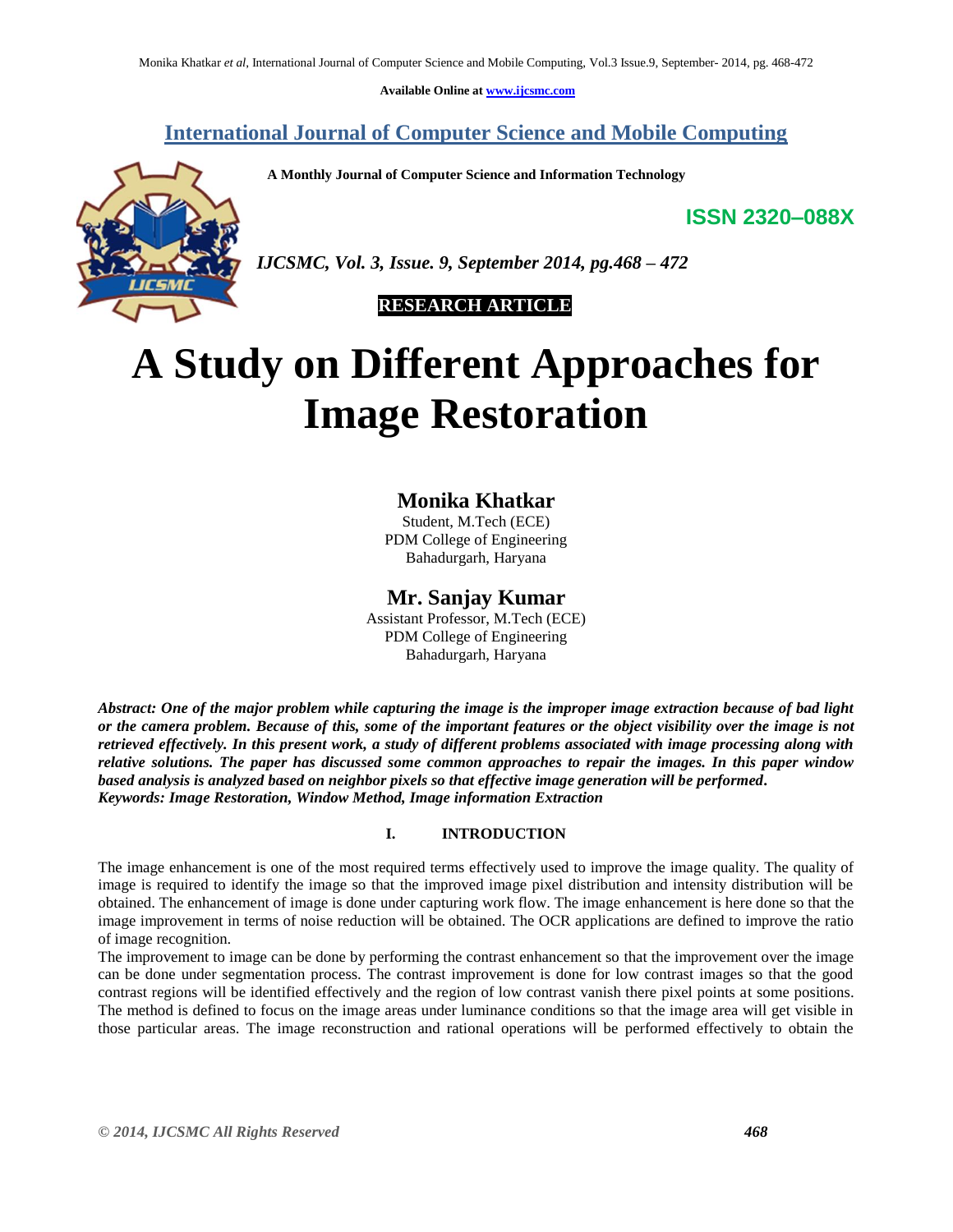Available Online at www.ijcsmc.com

# International Journal of Computer Science and Mobile Computing

**A Monthly Journal of Computer Science and Information Technology**

**ISSN 2320–088X**

***IJCSMC, Vol. 3, Issue. 9, September 2014, pg.468 – 472***

**RESEARCH ARTICLE**

# A Study on Different Approaches for Image Restoration

## Monika Khatkar

Student, M.Tech (ECE)
PDM College of Engineering
Bahadurgarh, Haryana

## Mr. Sanjay Kumar

Assistant Professor, M.Tech (ECE)
PDM College of Engineering
Bahadurgarh, Haryana

***Abstract: One of the major problem while capturing the image is the improper image extraction because of bad light or the camera problem. Because of this, some of the important features or the object visibility over the image is not retrieved effectively. In this present work, a study of different problems associated with image processing along with relative solutions. The paper has discussed some common approaches to repair the images. In this paper window based analysis is analyzed based on neighbor pixels so that effective image generation will be performed.***
***Keywords: Image Restoration, Window Method, Image information Extraction***

## I. INTRODUCTION

The image enhancement is one of the most required terms effectively used to improve the image quality. The quality of image is required to identify the image so that the improved image pixel distribution and intensity distribution will be obtained. The enhancement of image is done under capturing work flow. The image enhancement is here done so that the image improvement in terms of noise reduction will be obtained. The OCR applications are defined to improve the ratio of image recognition.

The improvement to image can be done by performing the contrast enhancement so that the improvement over the image can be done under segmentation process. The contrast improvement is done for low contrast images so that the good contrast regions will be identified effectively and the region of low contrast vanish there pixel points at some positions. The method is defined to focus on the image areas under luminance conditions so that the image area will get visible in those particular areas. The image reconstruction and rational operations will be performed effectively to obtain the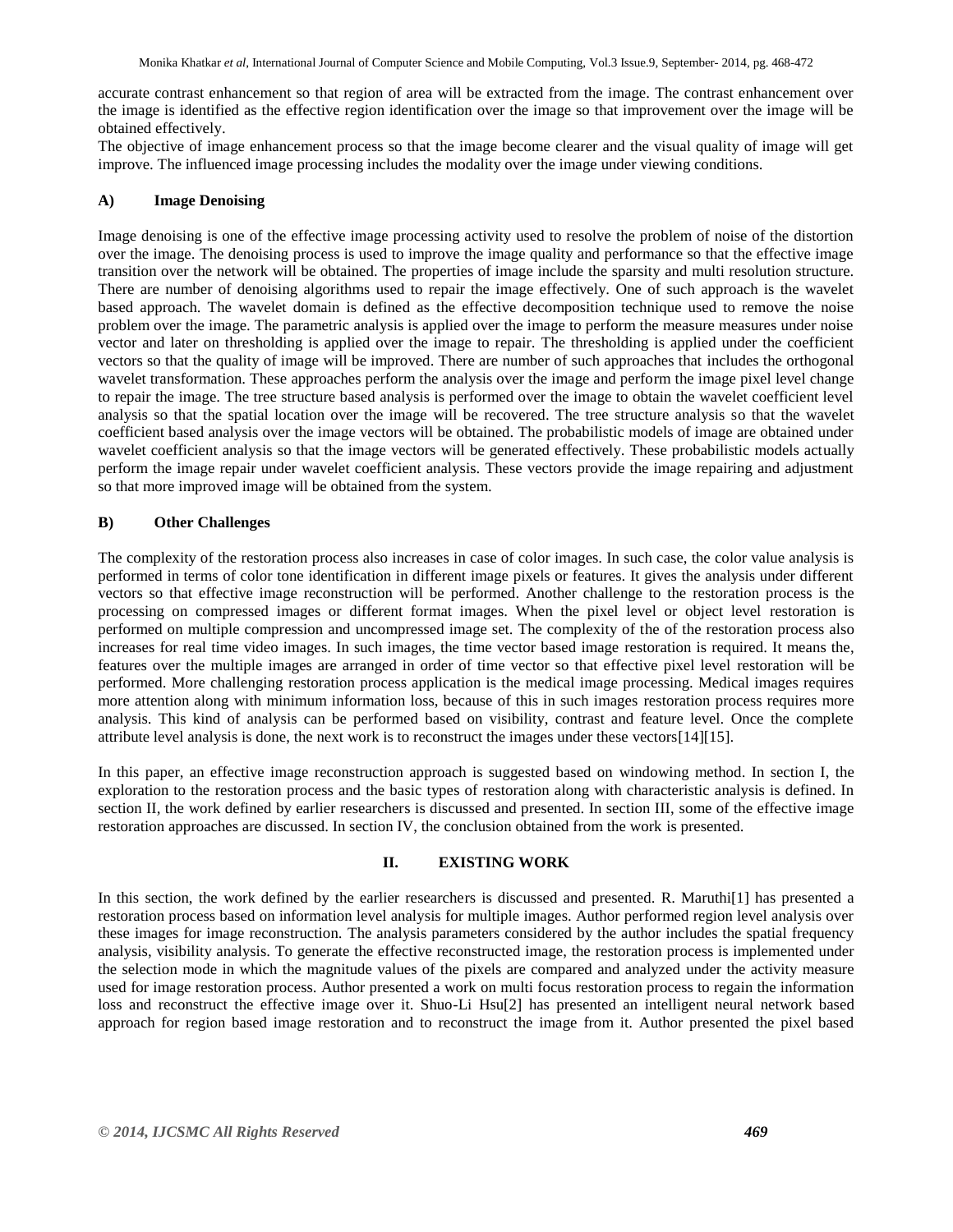accurate contrast enhancement so that region of area will be extracted from the image. The contrast enhancement over the image is identified as the effective region identification over the image so that improvement over the image will be obtained effectively.

The objective of image enhancement process so that the image become clearer and the visual quality of image will get improve. The influenced image processing includes the modality over the image under viewing conditions.

### A) Image Denoising

Image denoising is one of the effective image processing activity used to resolve the problem of noise of the distortion over the image. The denoising process is used to improve the image quality and performance so that the effective image transition over the network will be obtained. The properties of image include the sparsity and multi resolution structure. There are number of denoising algorithms used to repair the image effectively. One of such approach is the wavelet based approach. The wavelet domain is defined as the effective decomposition technique used to remove the noise problem over the image. The parametric analysis is applied over the image to perform the measure measures under noise vector and later on thresholding is applied over the image to repair. The thresholding is applied under the coefficient vectors so that the quality of image will be improved. There are number of such approaches that includes the orthogonal wavelet transformation. These approaches perform the analysis over the image and perform the image pixel level change to repair the image. The tree structure based analysis is performed over the image to obtain the wavelet coefficient level analysis so that the spatial location over the image will be recovered. The tree structure analysis so that the wavelet coefficient based analysis over the image vectors will be obtained. The probabilistic models of image are obtained under wavelet coefficient analysis so that the image vectors will be generated effectively. These probabilistic models actually perform the image repair under wavelet coefficient analysis. These vectors provide the image repairing and adjustment so that more improved image will be obtained from the system.

### B) Other Challenges

The complexity of the restoration process also increases in case of color images. In such case, the color value analysis is performed in terms of color tone identification in different image pixels or features. It gives the analysis under different vectors so that effective image reconstruction will be performed. Another challenge to the restoration process is the processing on compressed images or different format images. When the pixel level or object level restoration is performed on multiple compression and uncompressed image set. The complexity of the of the restoration process also increases for real time video images. In such images, the time vector based image restoration is required. It means the, features over the multiple images are arranged in order of time vector so that effective pixel level restoration will be performed. More challenging restoration process application is the medical image processing. Medical images requires more attention along with minimum information loss, because of this in such images restoration process requires more analysis. This kind of analysis can be performed based on visibility, contrast and feature level. Once the complete attribute level analysis is done, the next work is to reconstruct the images under these vectors[14][15].

In this paper, an effective image reconstruction approach is suggested based on windowing method. In section I, the exploration to the restoration process and the basic types of restoration along with characteristic analysis is defined. In section II, the work defined by earlier researchers is discussed and presented. In section III, some of the effective image restoration approaches are discussed. In section IV, the conclusion obtained from the work is presented.

## II. EXISTING WORK

In this section, the work defined by the earlier researchers is discussed and presented. R. Maruthi[1] has presented a restoration process based on information level analysis for multiple images. Author performed region level analysis over these images for image reconstruction. The analysis parameters considered by the author includes the spatial frequency analysis, visibility analysis. To generate the effective reconstructed image, the restoration process is implemented under the selection mode in which the magnitude values of the pixels are compared and analyzed under the activity measure used for image restoration process. Author presented a work on multi focus restoration process to regain the information loss and reconstruct the effective image over it. Shuo-Li Hsu[2] has presented an intelligent neural network based approach for region based image restoration and to reconstruct the image from it. Author presented the pixel based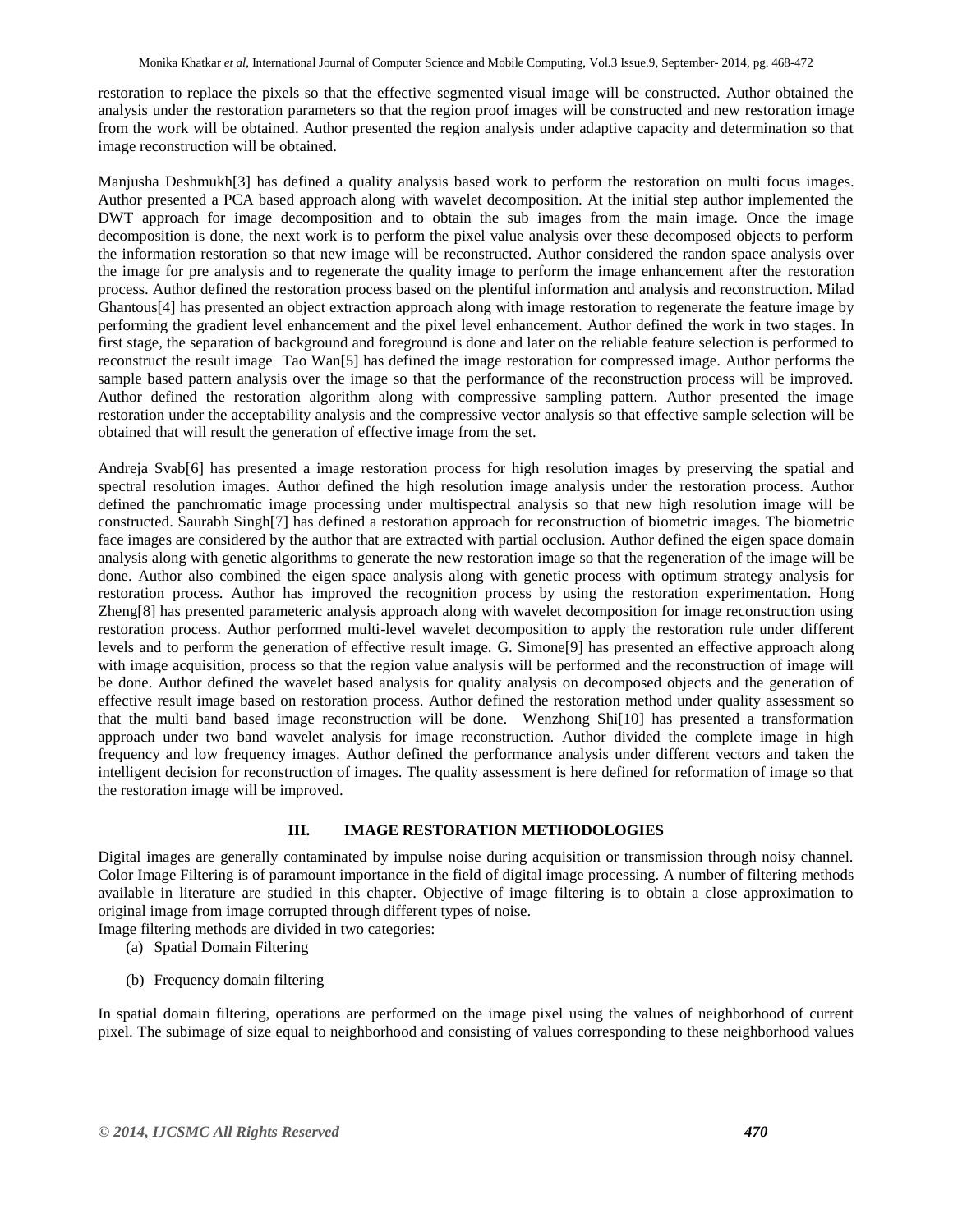restoration to replace the pixels so that the effective segmented visual image will be constructed. Author obtained the analysis under the restoration parameters so that the region proof images will be constructed and new restoration image from the work will be obtained. Author presented the region analysis under adaptive capacity and determination so that image reconstruction will be obtained.

Manjusha Deshmukh[3] has defined a quality analysis based work to perform the restoration on multi focus images. Author presented a PCA based approach along with wavelet decomposition. At the initial step author implemented the DWT approach for image decomposition and to obtain the sub images from the main image. Once the image decomposition is done, the next work is to perform the pixel value analysis over these decomposed objects to perform the information restoration so that new image will be reconstructed. Author considered the randon space analysis over the image for pre analysis and to regenerate the quality image to perform the image enhancement after the restoration process. Author defined the restoration process based on the plentiful information and analysis and reconstruction. Milad Ghantous[4] has presented an object extraction approach along with image restoration to regenerate the feature image by performing the gradient level enhancement and the pixel level enhancement. Author defined the work in two stages. In first stage, the separation of background and foreground is done and later on the reliable feature selection is performed to reconstruct the result image Tao Wan[5] has defined the image restoration for compressed image. Author performs the sample based pattern analysis over the image so that the performance of the reconstruction process will be improved. Author defined the restoration algorithm along with compressive sampling pattern. Author presented the image restoration under the acceptability analysis and the compressive vector analysis so that effective sample selection will be obtained that will result the generation of effective image from the set.

Andreja Svab[6] has presented a image restoration process for high resolution images by preserving the spatial and spectral resolution images. Author defined the high resolution image analysis under the restoration process. Author defined the panchromatic image processing under multispectral analysis so that new high resolution image will be constructed. Saurabh Singh[7] has defined a restoration approach for reconstruction of biometric images. The biometric face images are considered by the author that are extracted with partial occlusion. Author defined the eigen space domain analysis along with genetic algorithms to generate the new restoration image so that the regeneration of the image will be done. Author also combined the eigen space analysis along with genetic process with optimum strategy analysis for restoration process. Author has improved the recognition process by using the restoration experimentation. Hong Zheng[8] has presented parameteric analysis approach along with wavelet decomposition for image reconstruction using restoration process. Author performed multi-level wavelet decomposition to apply the restoration rule under different levels and to perform the generation of effective result image. G. Simone[9] has presented an effective approach along with image acquisition, process so that the region value analysis will be performed and the reconstruction of image will be done. Author defined the wavelet based analysis for quality analysis on decomposed objects and the generation of effective result image based on restoration process. Author defined the restoration method under quality assessment so that the multi band based image reconstruction will be done. Wenzhong Shi[10] has presented a transformation approach under two band wavelet analysis for image reconstruction. Author divided the complete image in high frequency and low frequency images. Author defined the performance analysis under different vectors and taken the intelligent decision for reconstruction of images. The quality assessment is here defined for reformation of image so that the restoration image will be improved.

## III. IMAGE RESTORATION METHODOLOGIES

Digital images are generally contaminated by impulse noise during acquisition or transmission through noisy channel. Color Image Filtering is of paramount importance in the field of digital image processing. A number of filtering methods available in literature are studied in this chapter. Objective of image filtering is to obtain a close approximation to original image from image corrupted through different types of noise.
Image filtering methods are divided in two categories:

(a) Spatial Domain Filtering

(b) Frequency domain filtering

In spatial domain filtering, operations are performed on the image pixel using the values of neighborhood of current pixel. The subimage of size equal to neighborhood and consisting of values corresponding to these neighborhood values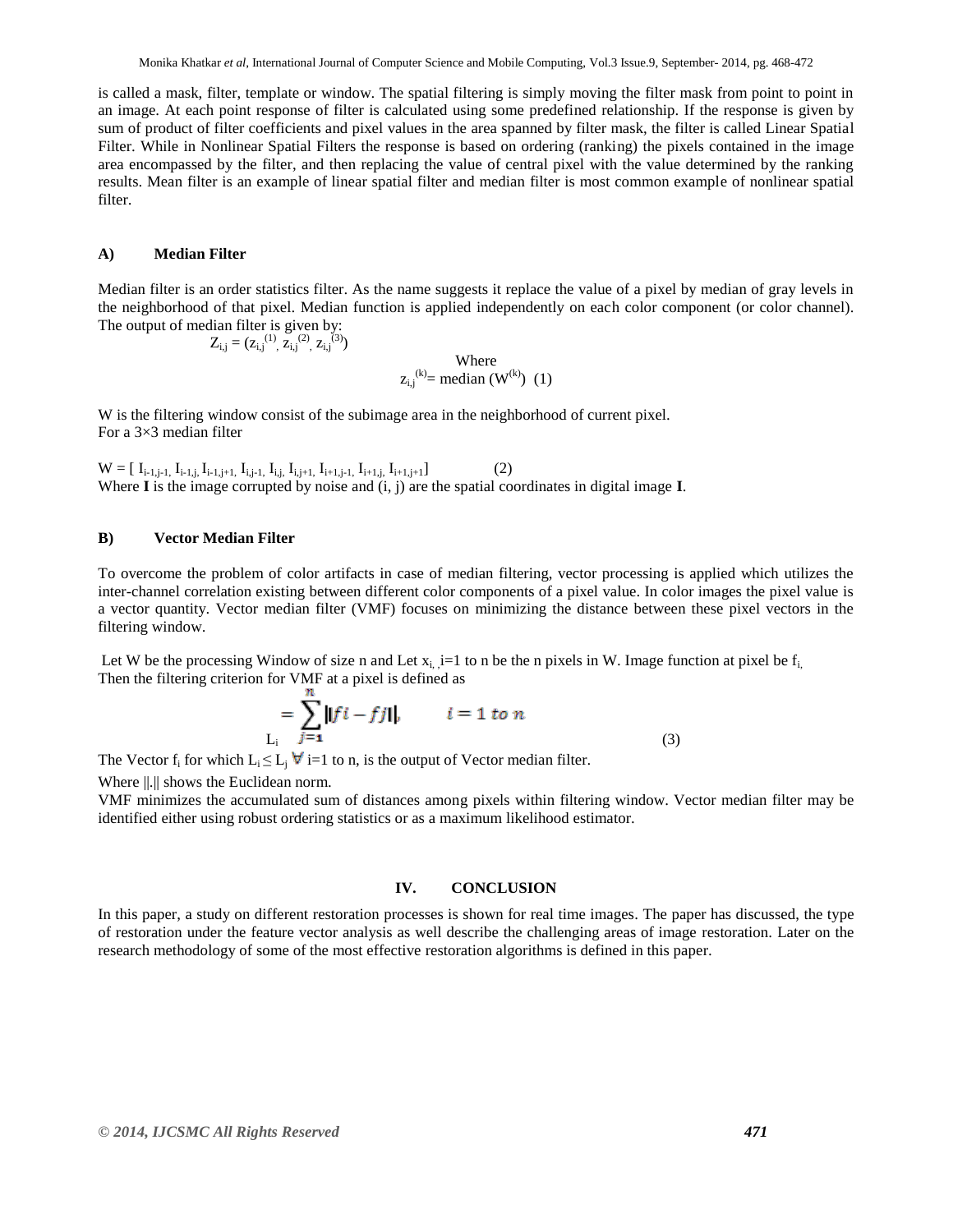is called a mask, filter, template or window. The spatial filtering is simply moving the filter mask from point to point in an image. At each point response of filter is calculated using some predefined relationship. If the response is given by sum of product of filter coefficients and pixel values in the area spanned by filter mask, the filter is called Linear Spatial Filter. While in Nonlinear Spatial Filters the response is based on ordering (ranking) the pixels contained in the image area encompassed by the filter, and then replacing the value of central pixel with the value determined by the ranking results. Mean filter is an example of linear spatial filter and median filter is most common example of nonlinear spatial filter.

### A) Median Filter

Median filter is an order statistics filter. As the name suggests it replace the value of a pixel by median of gray levels in the neighborhood of that pixel. Median function is applied independently on each color component (or color channel). The output of median filter is given by:

$$Z_{i,j} = (z_{i,j}^{(1)}, z_{i,j}^{(2)}, z_{i,j}^{(3)})$$

Where

$$z_{i,j}^{(k)} = \text{median}(W^{(k)}) \quad (1)$$

W is the filtering window consist of the subimage area in the neighborhood of current pixel.
For a 3×3 median filter

$$W = [\, I_{i-1,j-1}, I_{i-1,j}, I_{i-1,j+1}, I_{i,j-1}, I_{i,j}, I_{i,j+1}, I_{i+1,j-1}, I_{i+1,j}, I_{i+1,j+1}] \quad (2)$$

Where **I** is the image corrupted by noise and (i, j) are the spatial coordinates in digital image **I**.

### B) Vector Median Filter

To overcome the problem of color artifacts in case of median filtering, vector processing is applied which utilizes the inter-channel correlation existing between different color components of a pixel value. In color images the pixel value is a vector quantity. Vector median filter (VMF) focuses on minimizing the distance between these pixel vectors in the filtering window.

Let W be the processing Window of size n and Let $x_i$, i=1 to n be the n pixels in W. Image function at pixel be $f_i$.
Then the filtering criterion for VMF at a pixel is defined as

$$L_i = \sum_{j=1}^{n} \|fi - fj\|, \qquad i = 1 \text{ to } n \quad (3)$$

The Vector $f_i$ for which $L_i \leq L_j \;\forall$ i=1 to n, is the output of Vector median filter.

Where ‖.‖ shows the Euclidean norm.
VMF minimizes the accumulated sum of distances among pixels within filtering window. Vector median filter may be identified either using robust ordering statistics or as a maximum likelihood estimator.

## IV. CONCLUSION

In this paper, a study on different restoration processes is shown for real time images. The paper has discussed, the type of restoration under the feature vector analysis as well describe the challenging areas of image restoration. Later on the research methodology of some of the most effective restoration algorithms is defined in this paper.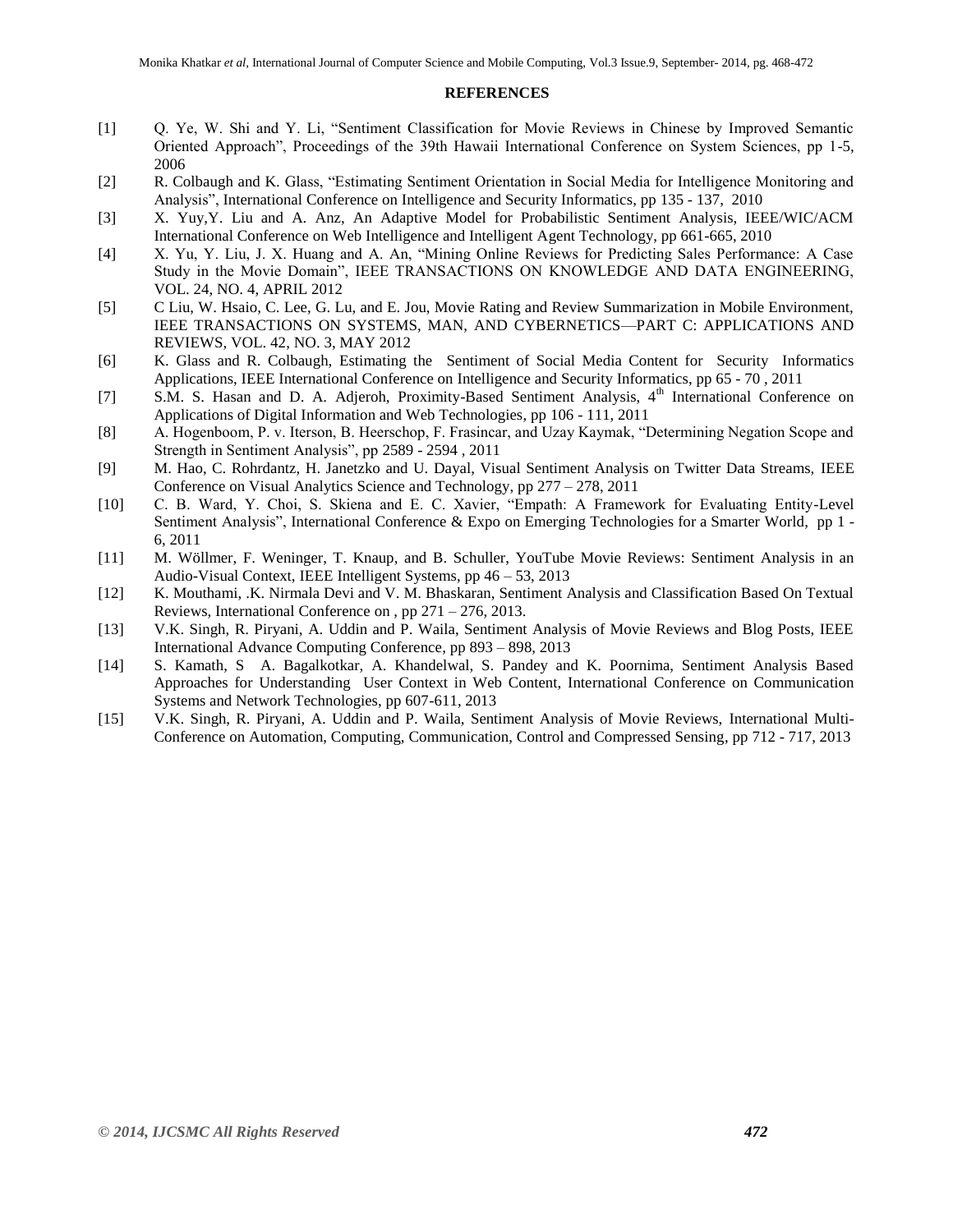## REFERENCES

[1] Q. Ye, W. Shi and Y. Li, "Sentiment Classification for Movie Reviews in Chinese by Improved Semantic Oriented Approach", Proceedings of the 39th Hawaii International Conference on System Sciences, pp 1-5, 2006

[2] R. Colbaugh and K. Glass, "Estimating Sentiment Orientation in Social Media for Intelligence Monitoring and Analysis", International Conference on Intelligence and Security Informatics, pp 135 - 137, 2010

[3] X. Yuy,Y. Liu and A. Anz, An Adaptive Model for Probabilistic Sentiment Analysis, IEEE/WIC/ACM International Conference on Web Intelligence and Intelligent Agent Technology, pp 661-665, 2010

[4] X. Yu, Y. Liu, J. X. Huang and A. An, "Mining Online Reviews for Predicting Sales Performance: A Case Study in the Movie Domain", IEEE TRANSACTIONS ON KNOWLEDGE AND DATA ENGINEERING, VOL. 24, NO. 4, APRIL 2012

[5] C Liu, W. Hsaio, C. Lee, G. Lu, and E. Jou, Movie Rating and Review Summarization in Mobile Environment, IEEE TRANSACTIONS ON SYSTEMS, MAN, AND CYBERNETICS—PART C: APPLICATIONS AND REVIEWS, VOL. 42, NO. 3, MAY 2012

[6] K. Glass and R. Colbaugh, Estimating the Sentiment of Social Media Content for Security Informatics Applications, IEEE International Conference on Intelligence and Security Informatics, pp 65 - 70 , 2011

[7] S.M. S. Hasan and D. A. Adjeroh, Proximity-Based Sentiment Analysis, 4th International Conference on Applications of Digital Information and Web Technologies, pp 106 - 111, 2011

[8] A. Hogenboom, P. v. Iterson, B. Heerschop, F. Frasincar, and Uzay Kaymak, "Determining Negation Scope and Strength in Sentiment Analysis", pp 2589 - 2594 , 2011

[9] M. Hao, C. Rohrdantz, H. Janetzko and U. Dayal, Visual Sentiment Analysis on Twitter Data Streams, IEEE Conference on Visual Analytics Science and Technology, pp 277 – 278, 2011

[10] C. B. Ward, Y. Choi, S. Skiena and E. C. Xavier, "Empath: A Framework for Evaluating Entity-Level Sentiment Analysis", International Conference & Expo on Emerging Technologies for a Smarter World, pp 1 - 6, 2011

[11] M. Wöllmer, F. Weninger, T. Knaup, and B. Schuller, YouTube Movie Reviews: Sentiment Analysis in an Audio-Visual Context, IEEE Intelligent Systems, pp 46 – 53, 2013

[12] K. Mouthami, .K. Nirmala Devi and V. M. Bhaskaran, Sentiment Analysis and Classification Based On Textual Reviews, International Conference on , pp 271 – 276, 2013.

[13] V.K. Singh, R. Piryani, A. Uddin and P. Waila, Sentiment Analysis of Movie Reviews and Blog Posts, IEEE International Advance Computing Conference, pp 893 – 898, 2013

[14] S. Kamath, S A. Bagalkotkar, A. Khandelwal, S. Pandey and K. Poornima, Sentiment Analysis Based Approaches for Understanding User Context in Web Content, International Conference on Communication Systems and Network Technologies, pp 607-611, 2013

[15] V.K. Singh, R. Piryani, A. Uddin and P. Waila, Sentiment Analysis of Movie Reviews, International Multi-Conference on Automation, Computing, Communication, Control and Compressed Sensing, pp 712 - 717, 2013